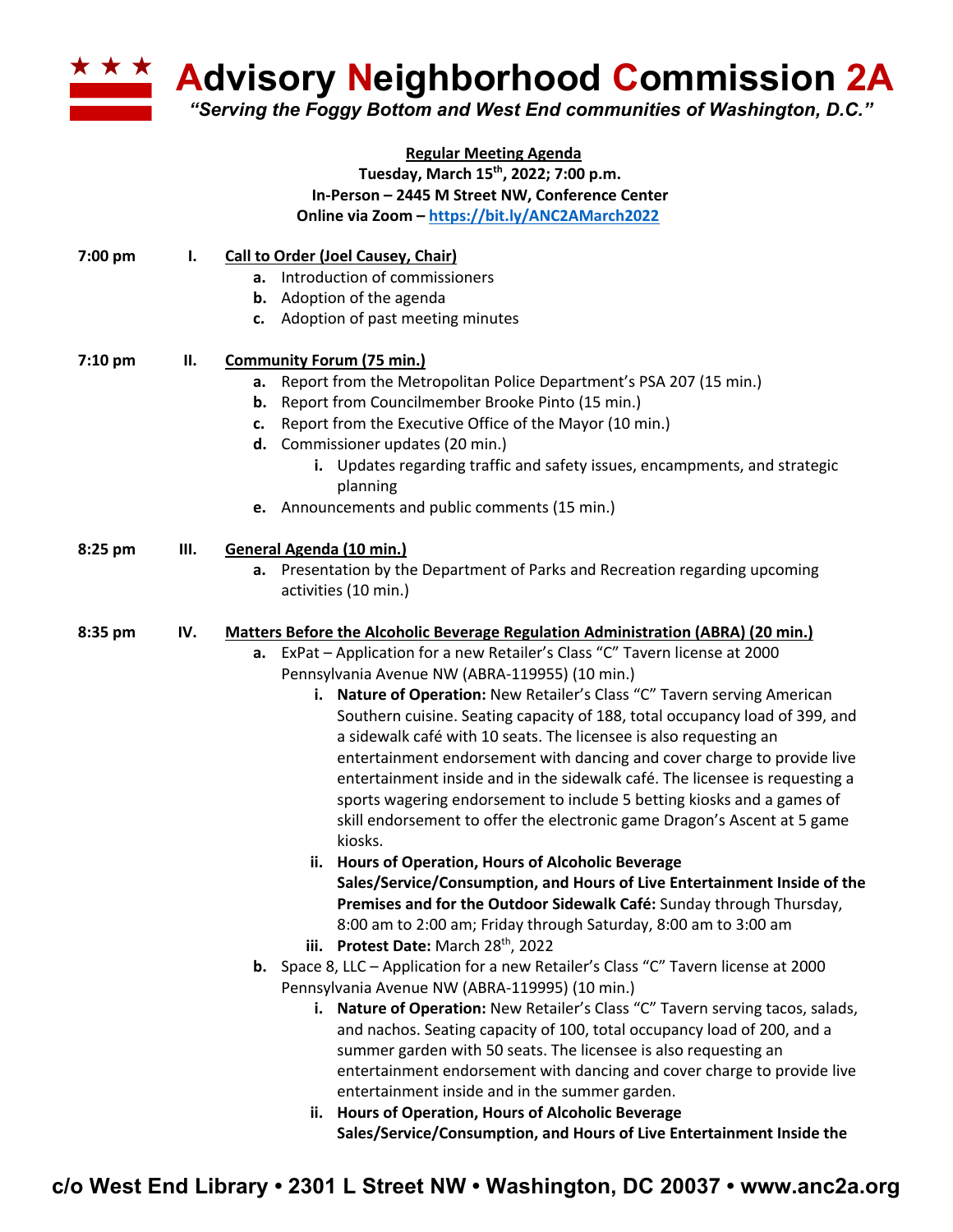# Advisory Neighborhood Commission 2A

*"Serving the Foggy Bottom and West End communities of Washington, D.C."*

**Regular Meeting Agenda**
**Tuesday, March 15th, 2022; 7:00 p.m.**
**In-Person – 2445 M Street NW, Conference Center**
**Online via Zoom – https://bit.ly/ANC2AMarch2022**

**7:00 pm I. Call to Order (Joel Causey, Chair)**

- **a.** Introduction of commissioners
- **b.** Adoption of the agenda
- **c.** Adoption of past meeting minutes

**7:10 pm II. Community Forum (75 min.)**

- **a.** Report from the Metropolitan Police Department's PSA 207 (15 min.)
- **b.** Report from Councilmember Brooke Pinto (15 min.)
- **c.** Report from the Executive Office of the Mayor (10 min.)
- **d.** Commissioner updates (20 min.)
  - **i.** Updates regarding traffic and safety issues, encampments, and strategic planning
- **e.** Announcements and public comments (15 min.)

**8:25 pm III. General Agenda (10 min.)**

- **a.** Presentation by the Department of Parks and Recreation regarding upcoming activities (10 min.)

**8:35 pm IV. Matters Before the Alcoholic Beverage Regulation Administration (ABRA) (20 min.)**

- **a.** ExPat – Application for a new Retailer's Class "C" Tavern license at 2000 Pennsylvania Avenue NW (ABRA-119955) (10 min.)
  - **i. Nature of Operation:** New Retailer's Class "C" Tavern serving American Southern cuisine. Seating capacity of 188, total occupancy load of 399, and a sidewalk café with 10 seats. The licensee is also requesting an entertainment endorsement with dancing and cover charge to provide live entertainment inside and in the sidewalk café. The licensee is requesting a sports wagering endorsement to include 5 betting kiosks and a games of skill endorsement to offer the electronic game Dragon's Ascent at 5 game kiosks.
  - **ii. Hours of Operation, Hours of Alcoholic Beverage Sales/Service/Consumption, and Hours of Live Entertainment Inside of the Premises and for the Outdoor Sidewalk Café:** Sunday through Thursday, 8:00 am to 2:00 am; Friday through Saturday, 8:00 am to 3:00 am
  - **iii. Protest Date:** March 28th, 2022
- **b.** Space 8, LLC – Application for a new Retailer's Class "C" Tavern license at 2000 Pennsylvania Avenue NW (ABRA-119995) (10 min.)
  - **i. Nature of Operation:** New Retailer's Class "C" Tavern serving tacos, salads, and nachos. Seating capacity of 100, total occupancy load of 200, and a summer garden with 50 seats. The licensee is also requesting an entertainment endorsement with dancing and cover charge to provide live entertainment inside and in the summer garden.
  - **ii. Hours of Operation, Hours of Alcoholic Beverage Sales/Service/Consumption, and Hours of Live Entertainment Inside the**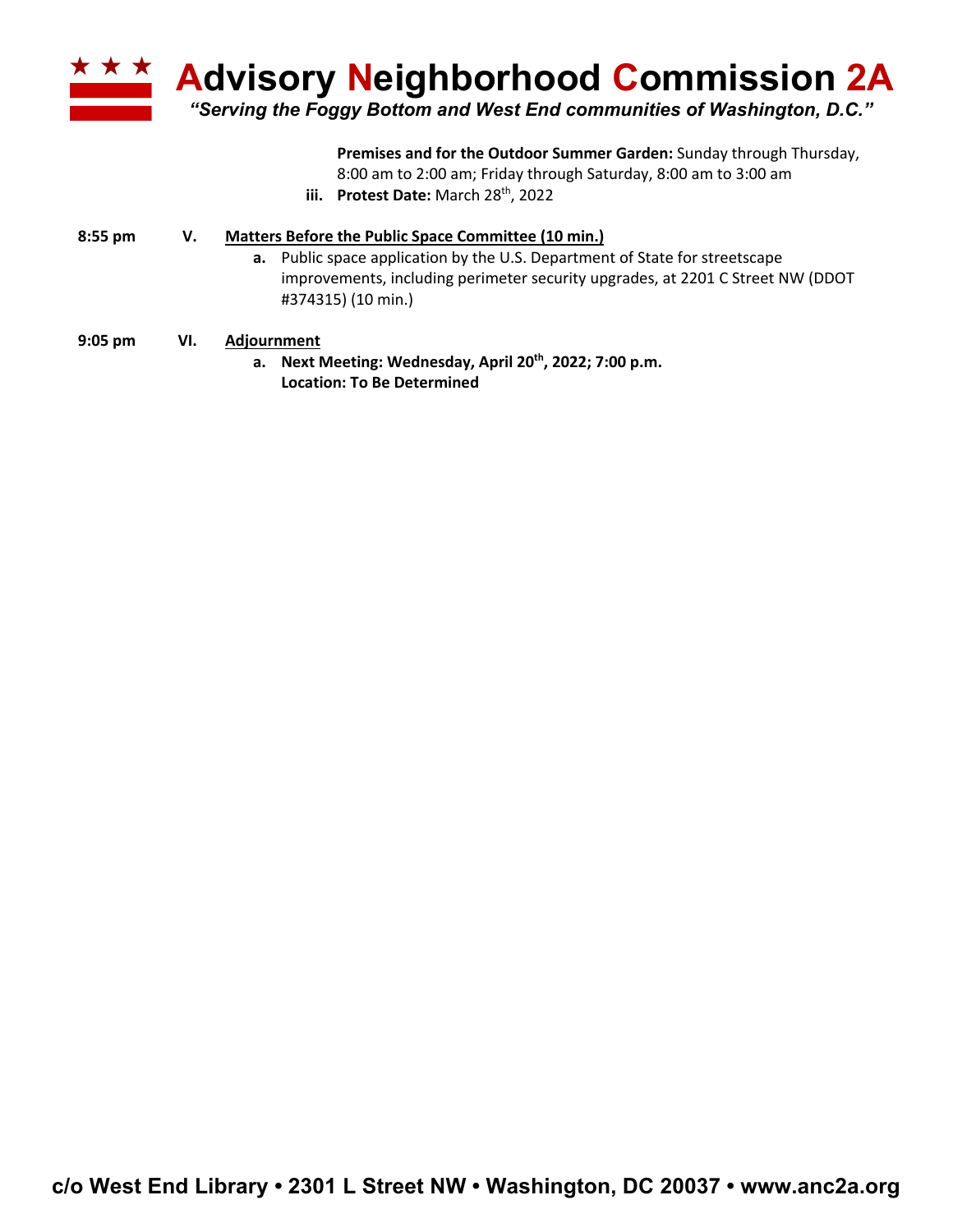**Premises and for the Outdoor Summer Garden:** Sunday through Thursday, 8:00 am to 2:00 am; Friday through Saturday, 8:00 am to 3:00 am

iii. **Protest Date:** March 28th, 2022

**8:55 pm V. Matters Before the Public Space Committee (10 min.)**

a. Public space application by the U.S. Department of State for streetscape improvements, including perimeter security upgrades, at 2201 C Street NW (DDOT #374315) (10 min.)

**9:05 pm VI. Adjournment**

a. **Next Meeting: Wednesday, April 20th, 2022; 7:00 p.m.**
**Location: To Be Determined**